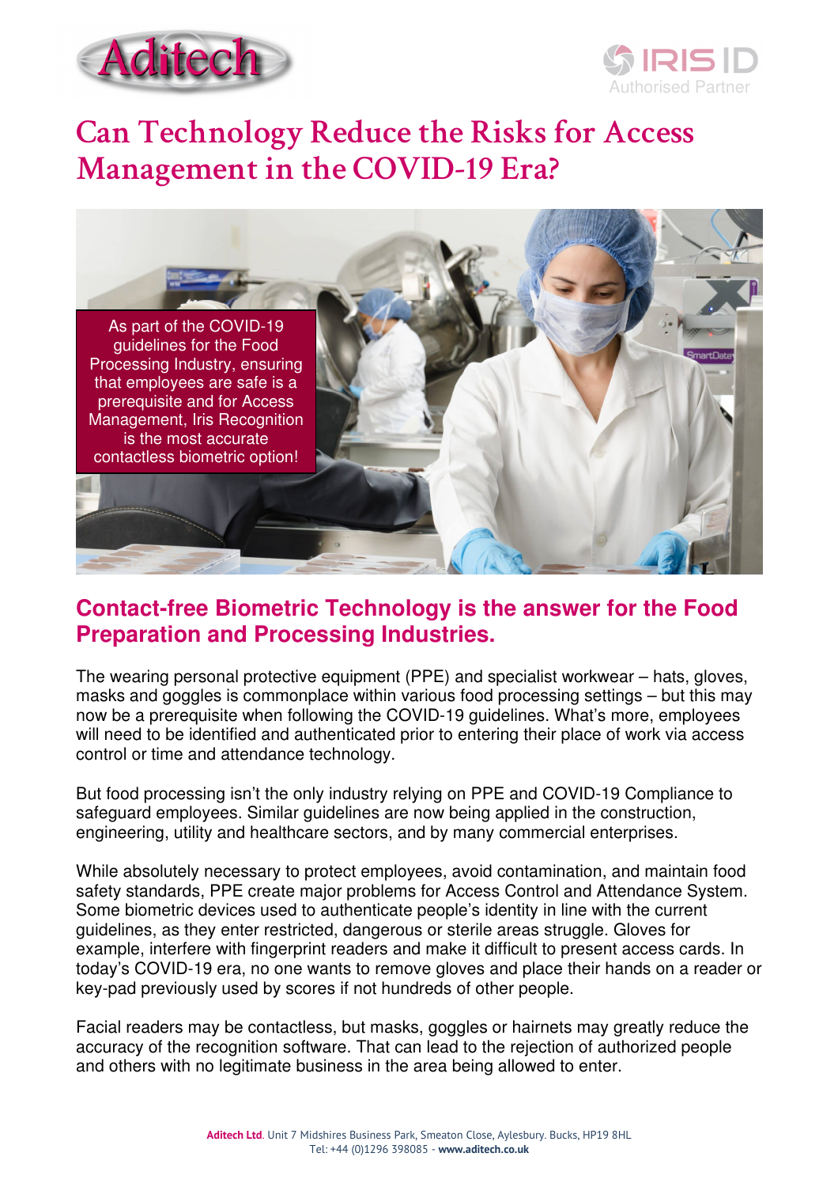# Can Technology Reduce the Risks for Access Management in the COVID-19 Era?

As part of the COVID-19 guidelines for the Food Processing Industry, ensuring that employees are safe is a prerequisite and for Access Management, Iris Recognition is the most accurate contactless biometric option!

## Contact-free Biometric Technology is the answer for the Food Preparation and Processing Industries.

The wearing personal protective equipment (PPE) and specialist workwear – hats, gloves, masks and goggles is commonplace within various food processing settings – but this may now be a prerequisite when following the COVID-19 guidelines. What's more, employees will need to be identified and authenticated prior to entering their place of work via access control or time and attendance technology.

But food processing isn't the only industry relying on PPE and COVID-19 Compliance to safeguard employees. Similar guidelines are now being applied in the construction, engineering, utility and healthcare sectors, and by many commercial enterprises.

While absolutely necessary to protect employees, avoid contamination, and maintain food safety standards, PPE create major problems for Access Control and Attendance System. Some biometric devices used to authenticate people's identity in line with the current guidelines, as they enter restricted, dangerous or sterile areas struggle. Gloves for example, interfere with fingerprint readers and make it difficult to present access cards. In today's COVID-19 era, no one wants to remove gloves and place their hands on a reader or key-pad previously used by scores if not hundreds of other people.

Facial readers may be contactless, but masks, goggles or hairnets may greatly reduce the accuracy of the recognition software. That can lead to the rejection of authorized people and others with no legitimate business in the area being allowed to enter.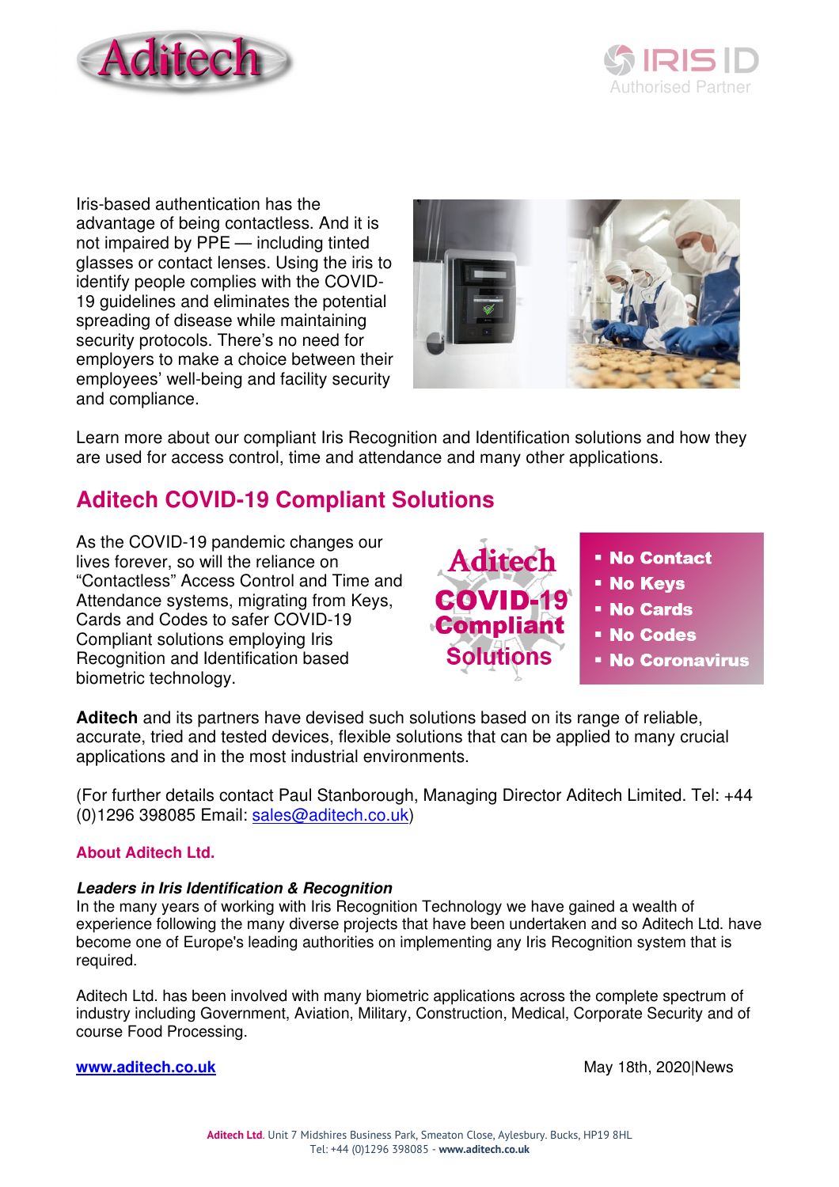Iris-based authentication has the advantage of being contactless. And it is not impaired by PPE — including tinted glasses or contact lenses. Using the iris to identify people complies with the COVID-19 guidelines and eliminates the potential spreading of disease while maintaining security protocols. There's no need for employers to make a choice between their employees' well-being and facility security and compliance.

Learn more about our compliant Iris Recognition and Identification solutions and how they are used for access control, time and attendance and many other applications.

## Aditech COVID-19 Compliant Solutions

As the COVID-19 pandemic changes our lives forever, so will the reliance on "Contactless" Access Control and Time and Attendance systems, migrating from Keys, Cards and Codes to safer COVID-19 Compliant solutions employing Iris Recognition and Identification based biometric technology.

Aditech COVID-19 Compliant Solutions

- No Contact
- No Keys
- No Cards
- No Codes
- No Coronavirus

**Aditech** and its partners have devised such solutions based on its range of reliable, accurate, tried and tested devices, flexible solutions that can be applied to many crucial applications and in the most industrial environments.

(For further details contact Paul Stanborough, Managing Director Aditech Limited. Tel: +44 (0)1296 398085 Email: sales@aditech.co.uk)

### About Aditech Ltd.

***Leaders in Iris Identification & Recognition***

In the many years of working with Iris Recognition Technology we have gained a wealth of experience following the many diverse projects that have been undertaken and so Aditech Ltd. have become one of Europe's leading authorities on implementing any Iris Recognition system that is required.

Aditech Ltd. has been involved with many biometric applications across the complete spectrum of industry including Government, Aviation, Military, Construction, Medical, Corporate Security and of course Food Processing.

**www.aditech.co.uk**

May 18th, 2020|News